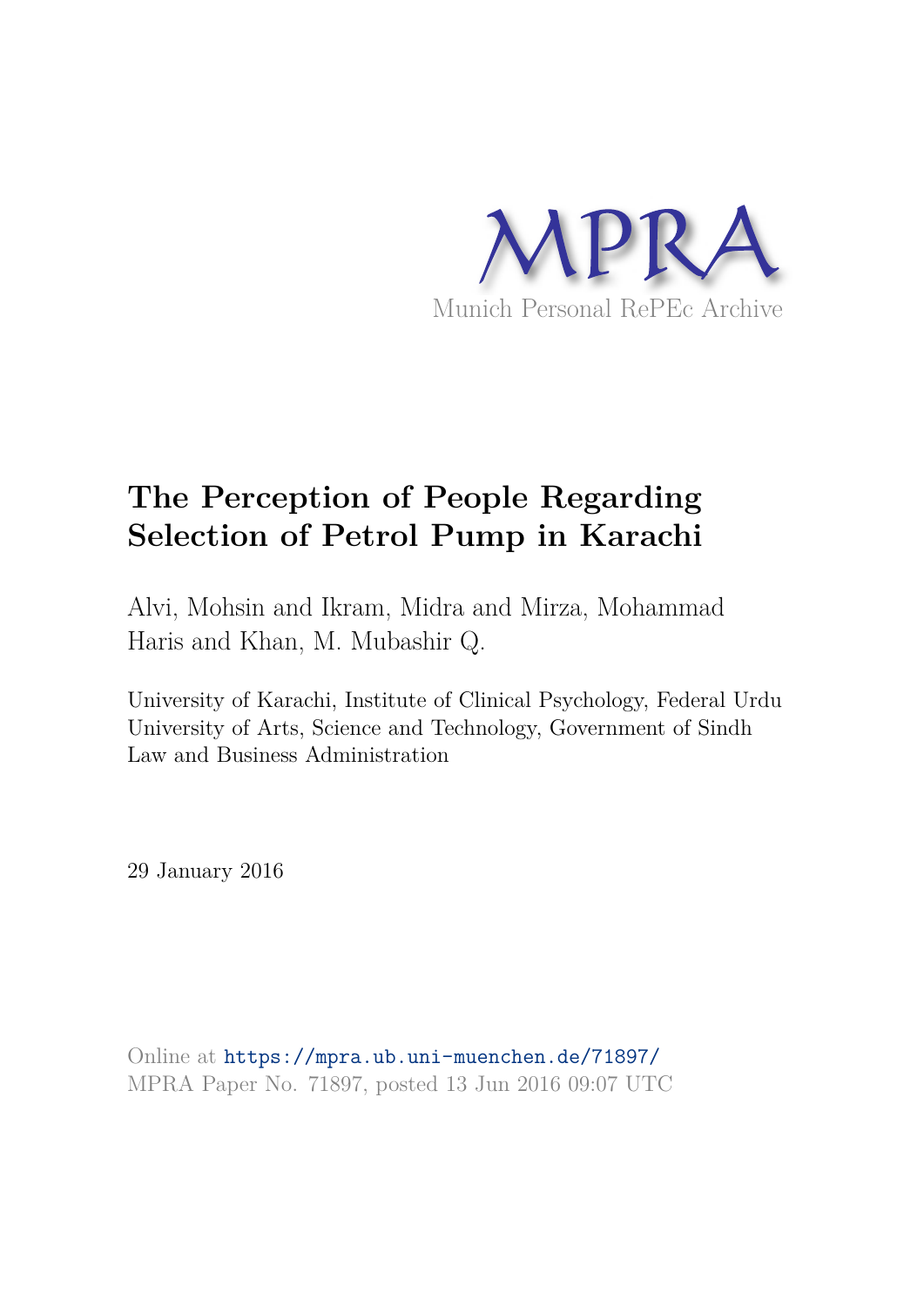MPRA

Munich Personal RePEc Archive

# The Perception of People Regarding Selection of Petrol Pump in Karachi

Alvi, Mohsin and Ikram, Midra and Mirza, Mohammad Haris and Khan, M. Mubashir Q.

University of Karachi, Institute of Clinical Psychology, Federal Urdu University of Arts, Science and Technology, Government of Sindh Law and Business Administration

29 January 2016

Online at https://mpra.ub.uni-muenchen.de/71897/
MPRA Paper No. 71897, posted 13 Jun 2016 09:07 UTC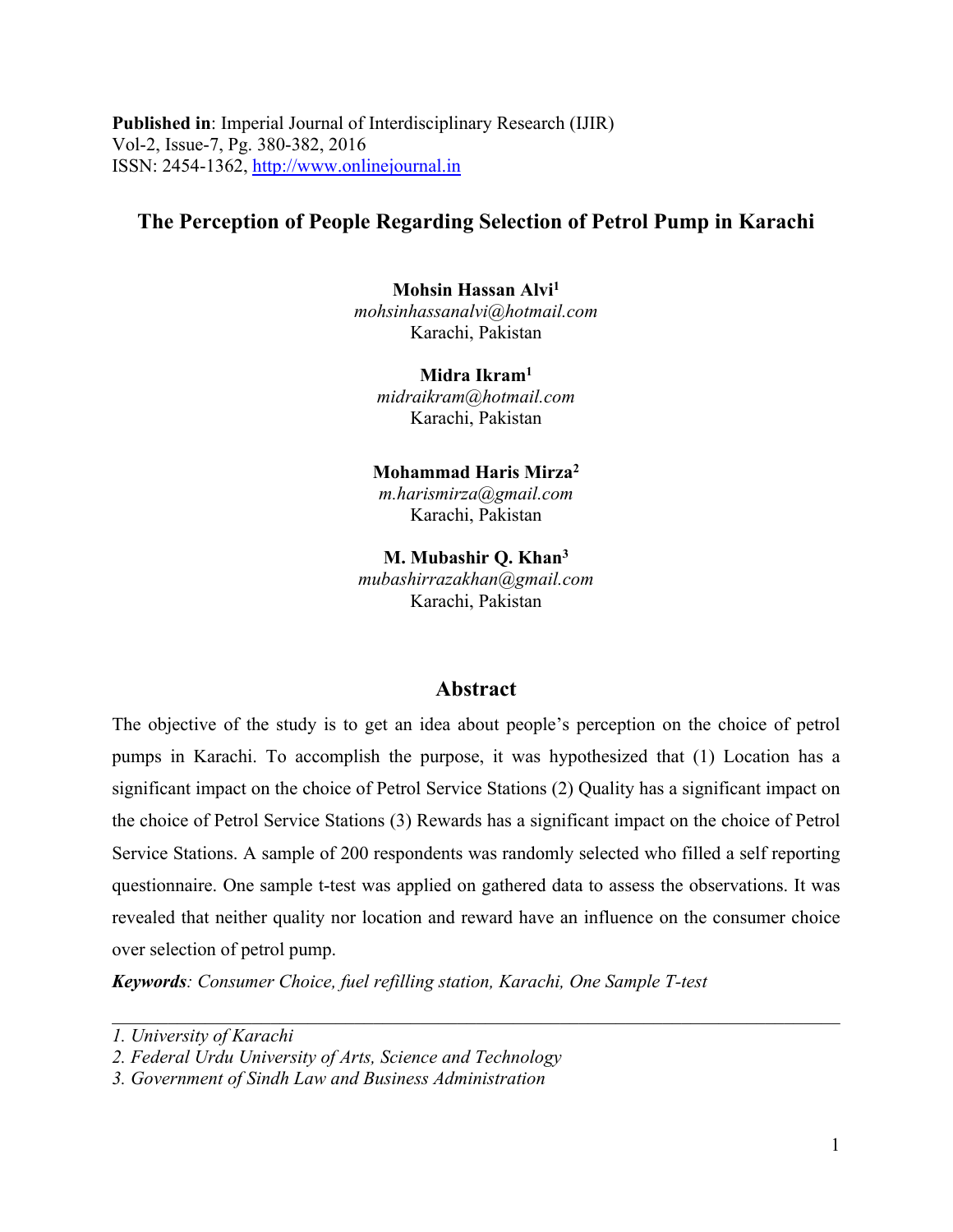**Published in**: Imperial Journal of Interdisciplinary Research (IJIR)
Vol-2, Issue-7, Pg. 380-382, 2016
ISSN: 2454-1362, http://www.onlinejournal.in

# The Perception of People Regarding Selection of Petrol Pump in Karachi

**Mohsin Hassan Alvi**[1]
*mohsinhassanalvi@hotmail.com*
Karachi, Pakistan

**Midra Ikram**[1]
*midraikram@hotmail.com*
Karachi, Pakistan

**Mohammad Haris Mirza**[2]
*m.harismirza@gmail.com*
Karachi, Pakistan

**M. Mubashir Q. Khan**[3]
*mubashirrazakhan@gmail.com*
Karachi, Pakistan

## Abstract

The objective of the study is to get an idea about people's perception on the choice of petrol pumps in Karachi. To accomplish the purpose, it was hypothesized that (1) Location has a significant impact on the choice of Petrol Service Stations (2) Quality has a significant impact on the choice of Petrol Service Stations (3) Rewards has a significant impact on the choice of Petrol Service Stations. A sample of 200 respondents was randomly selected who filled a self reporting questionnaire. One sample t-test was applied on gathered data to assess the observations. It was revealed that neither quality nor location and reward have an influence on the consumer choice over selection of petrol pump.

***Keywords***: *Consumer Choice, fuel refilling station, Karachi, One Sample T-test*

---

*1. University of Karachi*
*2. Federal Urdu University of Arts, Science and Technology*
*3. Government of Sindh Law and Business Administration*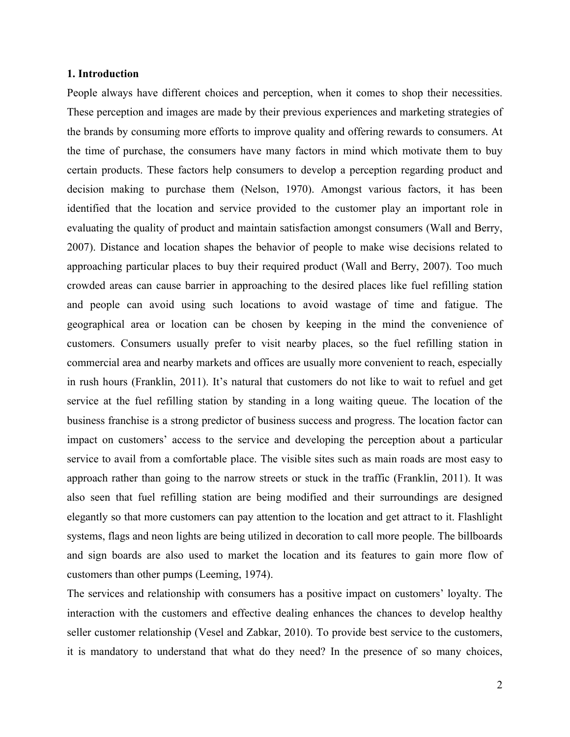## 1. Introduction

People always have different choices and perception, when it comes to shop their necessities. These perception and images are made by their previous experiences and marketing strategies of the brands by consuming more efforts to improve quality and offering rewards to consumers. At the time of purchase, the consumers have many factors in mind which motivate them to buy certain products. These factors help consumers to develop a perception regarding product and decision making to purchase them (Nelson, 1970). Amongst various factors, it has been identified that the location and service provided to the customer play an important role in evaluating the quality of product and maintain satisfaction amongst consumers (Wall and Berry, 2007). Distance and location shapes the behavior of people to make wise decisions related to approaching particular places to buy their required product (Wall and Berry, 2007). Too much crowded areas can cause barrier in approaching to the desired places like fuel refilling station and people can avoid using such locations to avoid wastage of time and fatigue. The geographical area or location can be chosen by keeping in the mind the convenience of customers. Consumers usually prefer to visit nearby places, so the fuel refilling station in commercial area and nearby markets and offices are usually more convenient to reach, especially in rush hours (Franklin, 2011). It's natural that customers do not like to wait to refuel and get service at the fuel refilling station by standing in a long waiting queue. The location of the business franchise is a strong predictor of business success and progress. The location factor can impact on customers' access to the service and developing the perception about a particular service to avail from a comfortable place. The visible sites such as main roads are most easy to approach rather than going to the narrow streets or stuck in the traffic (Franklin, 2011). It was also seen that fuel refilling station are being modified and their surroundings are designed elegantly so that more customers can pay attention to the location and get attract to it. Flashlight systems, flags and neon lights are being utilized in decoration to call more people. The billboards and sign boards are also used to market the location and its features to gain more flow of customers than other pumps (Leeming, 1974).

The services and relationship with consumers has a positive impact on customers' loyalty. The interaction with the customers and effective dealing enhances the chances to develop healthy seller customer relationship (Vesel and Zabkar, 2010). To provide best service to the customers, it is mandatory to understand that what do they need? In the presence of so many choices,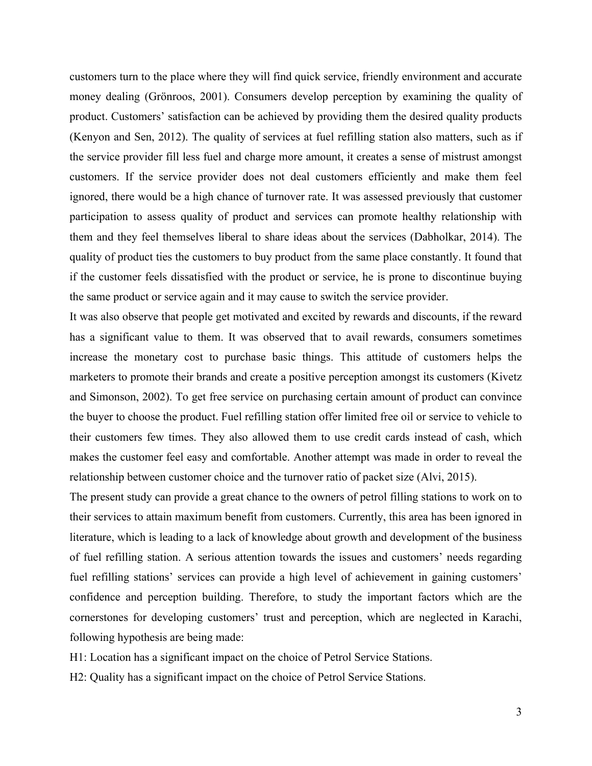customers turn to the place where they will find quick service, friendly environment and accurate money dealing (Grönroos, 2001). Consumers develop perception by examining the quality of product. Customers' satisfaction can be achieved by providing them the desired quality products (Kenyon and Sen, 2012). The quality of services at fuel refilling station also matters, such as if the service provider fill less fuel and charge more amount, it creates a sense of mistrust amongst customers. If the service provider does not deal customers efficiently and make them feel ignored, there would be a high chance of turnover rate. It was assessed previously that customer participation to assess quality of product and services can promote healthy relationship with them and they feel themselves liberal to share ideas about the services (Dabholkar, 2014). The quality of product ties the customers to buy product from the same place constantly. It found that if the customer feels dissatisfied with the product or service, he is prone to discontinue buying the same product or service again and it may cause to switch the service provider.

It was also observe that people get motivated and excited by rewards and discounts, if the reward has a significant value to them. It was observed that to avail rewards, consumers sometimes increase the monetary cost to purchase basic things. This attitude of customers helps the marketers to promote their brands and create a positive perception amongst its customers (Kivetz and Simonson, 2002). To get free service on purchasing certain amount of product can convince the buyer to choose the product. Fuel refilling station offer limited free oil or service to vehicle to their customers few times. They also allowed them to use credit cards instead of cash, which makes the customer feel easy and comfortable. Another attempt was made in order to reveal the relationship between customer choice and the turnover ratio of packet size (Alvi, 2015).

The present study can provide a great chance to the owners of petrol filling stations to work on to their services to attain maximum benefit from customers. Currently, this area has been ignored in literature, which is leading to a lack of knowledge about growth and development of the business of fuel refilling station. A serious attention towards the issues and customers' needs regarding fuel refilling stations' services can provide a high level of achievement in gaining customers' confidence and perception building. Therefore, to study the important factors which are the cornerstones for developing customers' trust and perception, which are neglected in Karachi, following hypothesis are being made:

H1: Location has a significant impact on the choice of Petrol Service Stations.

H2: Quality has a significant impact on the choice of Petrol Service Stations.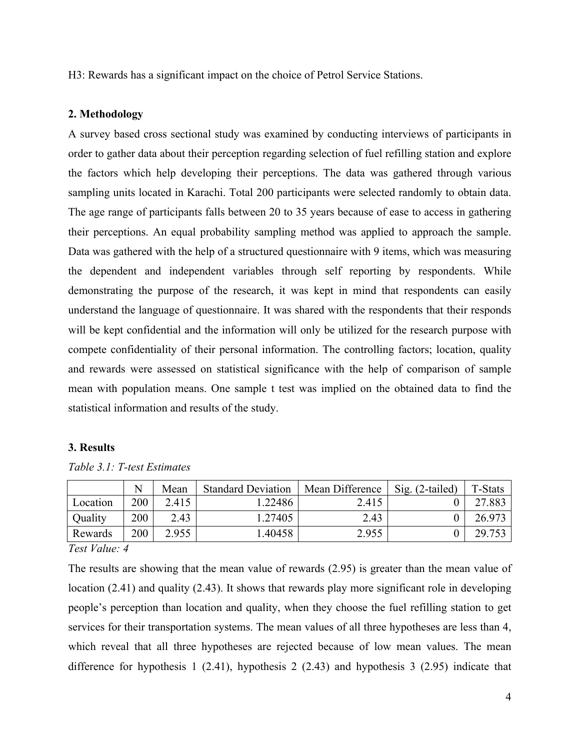H3: Rewards has a significant impact on the choice of Petrol Service Stations.

## 2. Methodology

A survey based cross sectional study was examined by conducting interviews of participants in order to gather data about their perception regarding selection of fuel refilling station and explore the factors which help developing their perceptions. The data was gathered through various sampling units located in Karachi. Total 200 participants were selected randomly to obtain data. The age range of participants falls between 20 to 35 years because of ease to access in gathering their perceptions. An equal probability sampling method was applied to approach the sample. Data was gathered with the help of a structured questionnaire with 9 items, which was measuring the dependent and independent variables through self reporting by respondents. While demonstrating the purpose of the research, it was kept in mind that respondents can easily understand the language of questionnaire. It was shared with the respondents that their responds will be kept confidential and the information will only be utilized for the research purpose with compete confidentiality of their personal information. The controlling factors; location, quality and rewards were assessed on statistical significance with the help of comparison of sample mean with population means. One sample t test was implied on the obtained data to find the statistical information and results of the study.

## 3. Results

*Table 3.1: T-test Estimates*

| | N | Mean | Standard Deviation | Mean Difference | Sig. (2-tailed) | T-Stats |
|---|---|---|---|---|---|---|
| Location | 200 | 2.415 | 1.22486 | 2.415 | 0 | 27.883 |
| Quality | 200 | 2.43 | 1.27405 | 2.43 | 0 | 26.973 |
| Rewards | 200 | 2.955 | 1.40458 | 2.955 | 0 | 29.753 |

*Test Value: 4*

The results are showing that the mean value of rewards (2.95) is greater than the mean value of location (2.41) and quality (2.43). It shows that rewards play more significant role in developing people's perception than location and quality, when they choose the fuel refilling station to get services for their transportation systems. The mean values of all three hypotheses are less than 4, which reveal that all three hypotheses are rejected because of low mean values. The mean difference for hypothesis 1 (2.41), hypothesis 2 (2.43) and hypothesis 3 (2.95) indicate that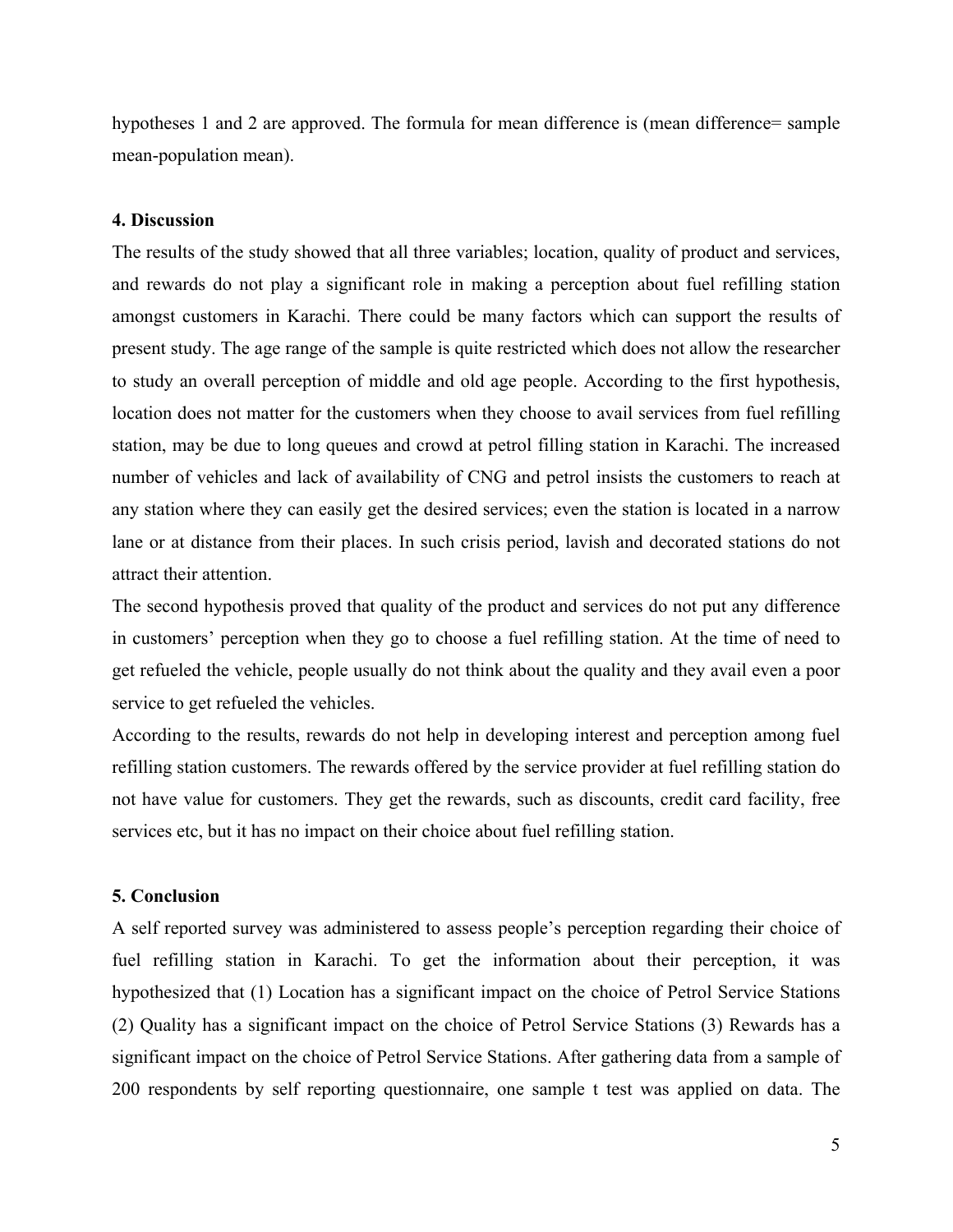hypotheses 1 and 2 are approved. The formula for mean difference is (mean difference= sample mean-population mean).

## 4. Discussion

The results of the study showed that all three variables; location, quality of product and services, and rewards do not play a significant role in making a perception about fuel refilling station amongst customers in Karachi. There could be many factors which can support the results of present study. The age range of the sample is quite restricted which does not allow the researcher to study an overall perception of middle and old age people. According to the first hypothesis, location does not matter for the customers when they choose to avail services from fuel refilling station, may be due to long queues and crowd at petrol filling station in Karachi. The increased number of vehicles and lack of availability of CNG and petrol insists the customers to reach at any station where they can easily get the desired services; even the station is located in a narrow lane or at distance from their places. In such crisis period, lavish and decorated stations do not attract their attention.

The second hypothesis proved that quality of the product and services do not put any difference in customers' perception when they go to choose a fuel refilling station. At the time of need to get refueled the vehicle, people usually do not think about the quality and they avail even a poor service to get refueled the vehicles.

According to the results, rewards do not help in developing interest and perception among fuel refilling station customers. The rewards offered by the service provider at fuel refilling station do not have value for customers. They get the rewards, such as discounts, credit card facility, free services etc, but it has no impact on their choice about fuel refilling station.

## 5. Conclusion

A self reported survey was administered to assess people's perception regarding their choice of fuel refilling station in Karachi. To get the information about their perception, it was hypothesized that (1) Location has a significant impact on the choice of Petrol Service Stations (2) Quality has a significant impact on the choice of Petrol Service Stations (3) Rewards has a significant impact on the choice of Petrol Service Stations. After gathering data from a sample of 200 respondents by self reporting questionnaire, one sample t test was applied on data. The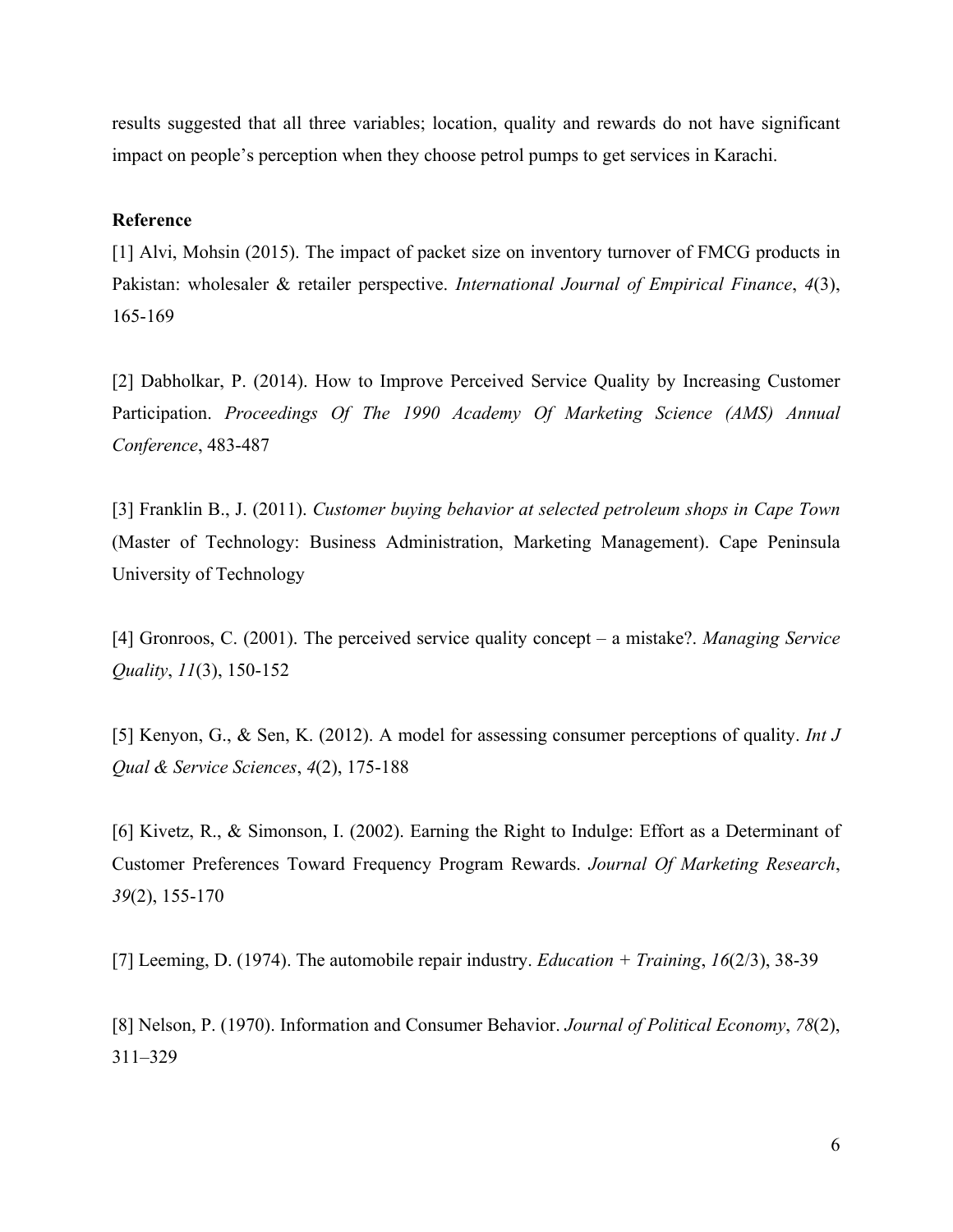results suggested that all three variables; location, quality and rewards do not have significant impact on people's perception when they choose petrol pumps to get services in Karachi.

**Reference**

[1] Alvi, Mohsin (2015). The impact of packet size on inventory turnover of FMCG products in Pakistan: wholesaler & retailer perspective. *International Journal of Empirical Finance*, *4*(3), 165-169

[2] Dabholkar, P. (2014). How to Improve Perceived Service Quality by Increasing Customer Participation. *Proceedings Of The 1990 Academy Of Marketing Science (AMS) Annual Conference*, 483-487

[3] Franklin B., J. (2011). *Customer buying behavior at selected petroleum shops in Cape Town* (Master of Technology: Business Administration, Marketing Management). Cape Peninsula University of Technology

[4] Gronroos, C. (2001). The perceived service quality concept – a mistake?. *Managing Service Quality*, *11*(3), 150-152

[5] Kenyon, G., & Sen, K. (2012). A model for assessing consumer perceptions of quality. *Int J Qual & Service Sciences*, *4*(2), 175-188

[6] Kivetz, R., & Simonson, I. (2002). Earning the Right to Indulge: Effort as a Determinant of Customer Preferences Toward Frequency Program Rewards. *Journal Of Marketing Research*, *39*(2), 155-170

[7] Leeming, D. (1974). The automobile repair industry. *Education + Training*, *16*(2/3), 38-39

[8] Nelson, P. (1970). Information and Consumer Behavior. *Journal of Political Economy*, *78*(2), 311–329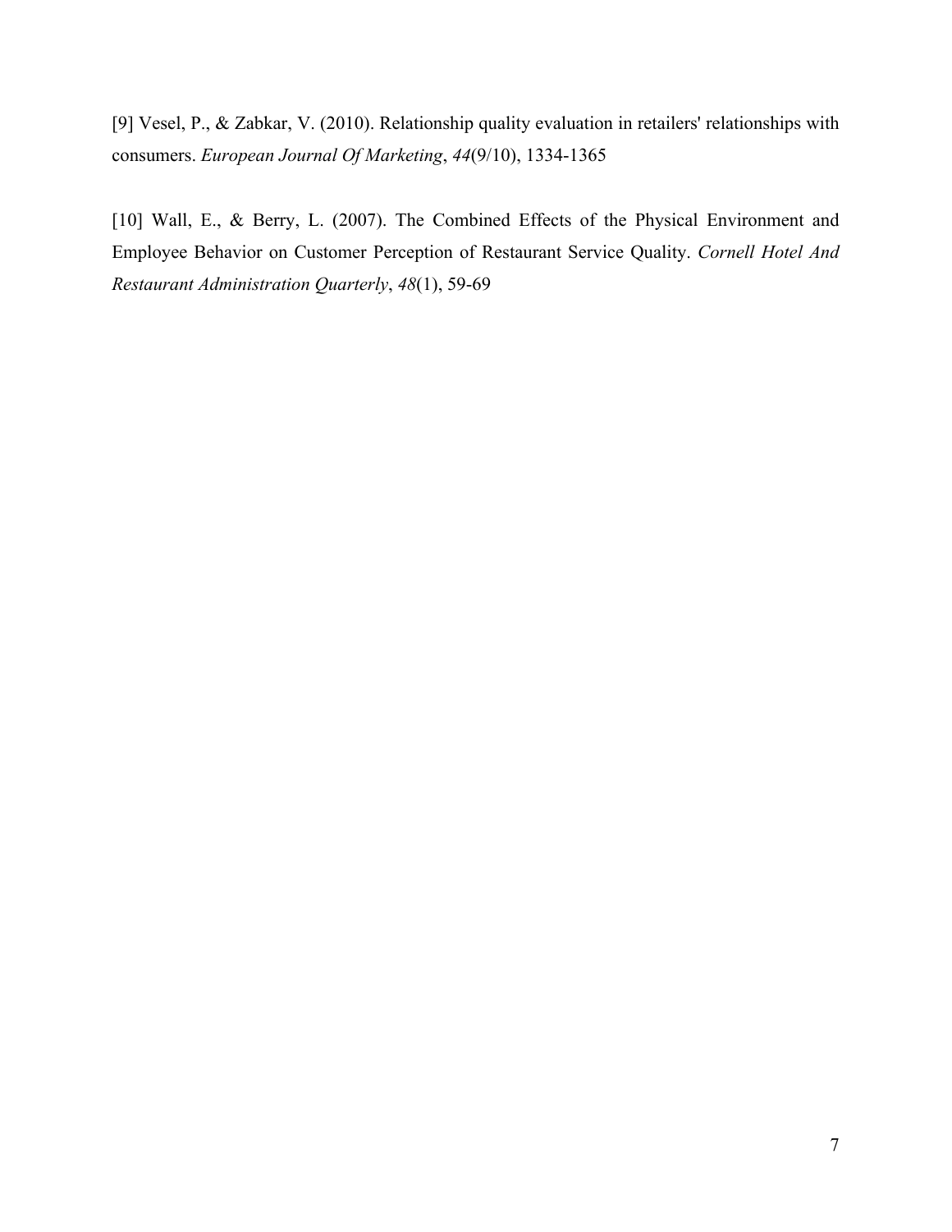[9] Vesel, P., & Zabkar, V. (2010). Relationship quality evaluation in retailers' relationships with consumers. *European Journal Of Marketing*, *44*(9/10), 1334-1365

[10] Wall, E., & Berry, L. (2007). The Combined Effects of the Physical Environment and Employee Behavior on Customer Perception of Restaurant Service Quality. *Cornell Hotel And Restaurant Administration Quarterly*, *48*(1), 59-69